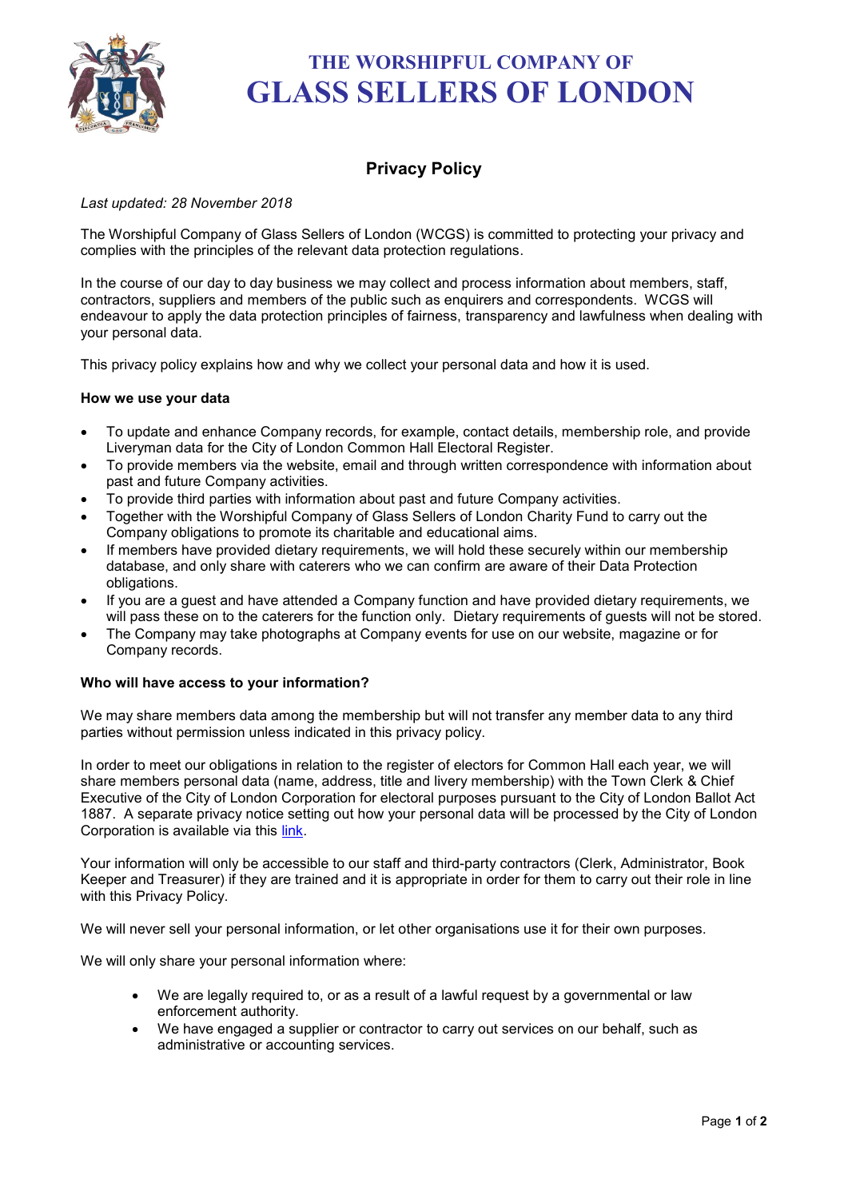# THE WORSHIPFUL COMPANY OF GLASS SELLERS OF LONDON

## Privacy Policy

*Last updated: 28 November 2018*

The Worshipful Company of Glass Sellers of London (WCGS) is committed to protecting your privacy and complies with the principles of the relevant data protection regulations.

In the course of our day to day business we may collect and process information about members, staff, contractors, suppliers and members of the public such as enquirers and correspondents. WCGS will endeavour to apply the data protection principles of fairness, transparency and lawfulness when dealing with your personal data.

This privacy policy explains how and why we collect your personal data and how it is used.

**How we use your data**

- To update and enhance Company records, for example, contact details, membership role, and provide Liveryman data for the City of London Common Hall Electoral Register.
- To provide members via the website, email and through written correspondence with information about past and future Company activities.
- To provide third parties with information about past and future Company activities.
- Together with the Worshipful Company of Glass Sellers of London Charity Fund to carry out the Company obligations to promote its charitable and educational aims.
- If members have provided dietary requirements, we will hold these securely within our membership database, and only share with caterers who we can confirm are aware of their Data Protection obligations.
- If you are a guest and have attended a Company function and have provided dietary requirements, we will pass these on to the caterers for the function only. Dietary requirements of guests will not be stored.
- The Company may take photographs at Company events for use on our website, magazine or for Company records.

**Who will have access to your information?**

We may share members data among the membership but will not transfer any member data to any third parties without permission unless indicated in this privacy policy.

In order to meet our obligations in relation to the register of electors for Common Hall each year, we will share members personal data (name, address, title and livery membership) with the Town Clerk & Chief Executive of the City of London Corporation for electoral purposes pursuant to the City of London Ballot Act 1887. A separate privacy notice setting out how your personal data will be processed by the City of London Corporation is available via this link.

Your information will only be accessible to our staff and third-party contractors (Clerk, Administrator, Book Keeper and Treasurer) if they are trained and it is appropriate in order for them to carry out their role in line with this Privacy Policy.

We will never sell your personal information, or let other organisations use it for their own purposes.

We will only share your personal information where:

- We are legally required to, or as a result of a lawful request by a governmental or law enforcement authority.
- We have engaged a supplier or contractor to carry out services on our behalf, such as administrative or accounting services.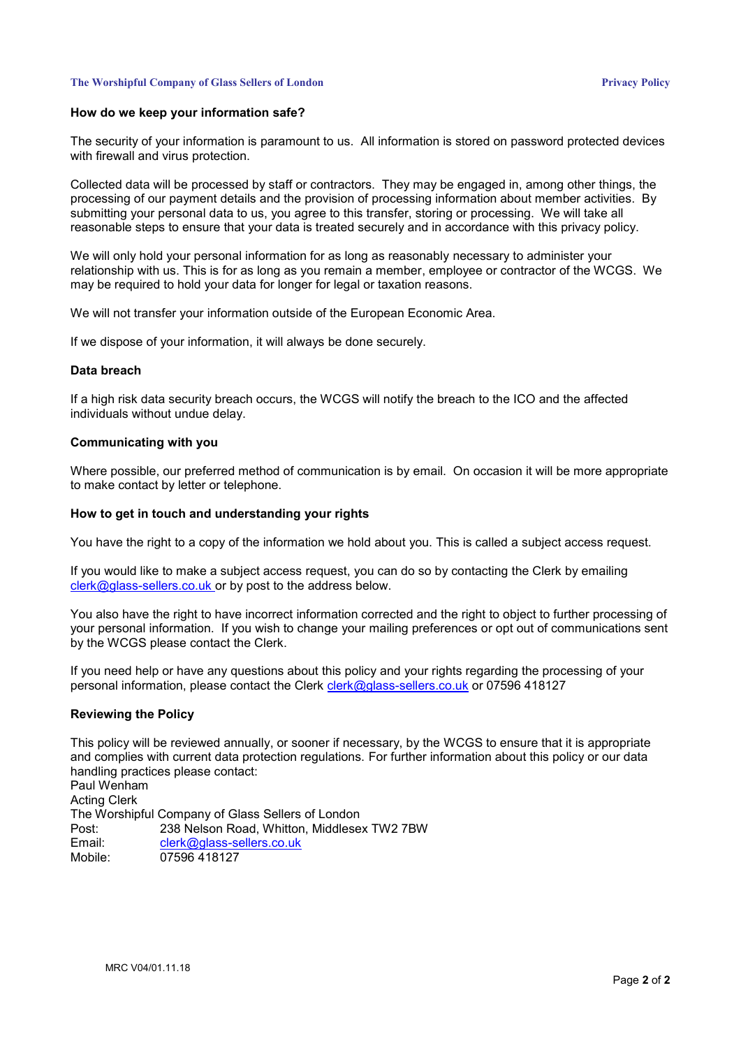### How do we keep your information safe?

The security of your information is paramount to us. All information is stored on password protected devices with firewall and virus protection.

Collected data will be processed by staff or contractors. They may be engaged in, among other things, the processing of our payment details and the provision of processing information about member activities. By submitting your personal data to us, you agree to this transfer, storing or processing. We will take all reasonable steps to ensure that your data is treated securely and in accordance with this privacy policy.

We will only hold your personal information for as long as reasonably necessary to administer your relationship with us. This is for as long as you remain a member, employee or contractor of the WCGS. We may be required to hold your data for longer for legal or taxation reasons.

We will not transfer your information outside of the European Economic Area.

If we dispose of your information, it will always be done securely.

### Data breach

If a high risk data security breach occurs, the WCGS will notify the breach to the ICO and the affected individuals without undue delay.

### Communicating with you

Where possible, our preferred method of communication is by email. On occasion it will be more appropriate to make contact by letter or telephone.

### How to get in touch and understanding your rights

You have the right to a copy of the information we hold about you. This is called a subject access request.

If you would like to make a subject access request, you can do so by contacting the Clerk by emailing clerk@glass-sellers.co.uk or by post to the address below.

You also have the right to have incorrect information corrected and the right to object to further processing of your personal information. If you wish to change your mailing preferences or opt out of communications sent by the WCGS please contact the Clerk.

If you need help or have any questions about this policy and your rights regarding the processing of your personal information, please contact the Clerk clerk@glass-sellers.co.uk or 07596 418127

### Reviewing the Policy

This policy will be reviewed annually, or sooner if necessary, by the WCGS to ensure that it is appropriate and complies with current data protection regulations. For further information about this policy or our data handling practices please contact:  
Paul Wenham  
Acting Clerk  
The Worshipful Company of Glass Sellers of London  
Post: 238 Nelson Road, Whitton, Middlesex TW2 7BW  
Email: clerk@glass-sellers.co.uk  
Mobile: 07596 418127

MRC V04/01.11.18